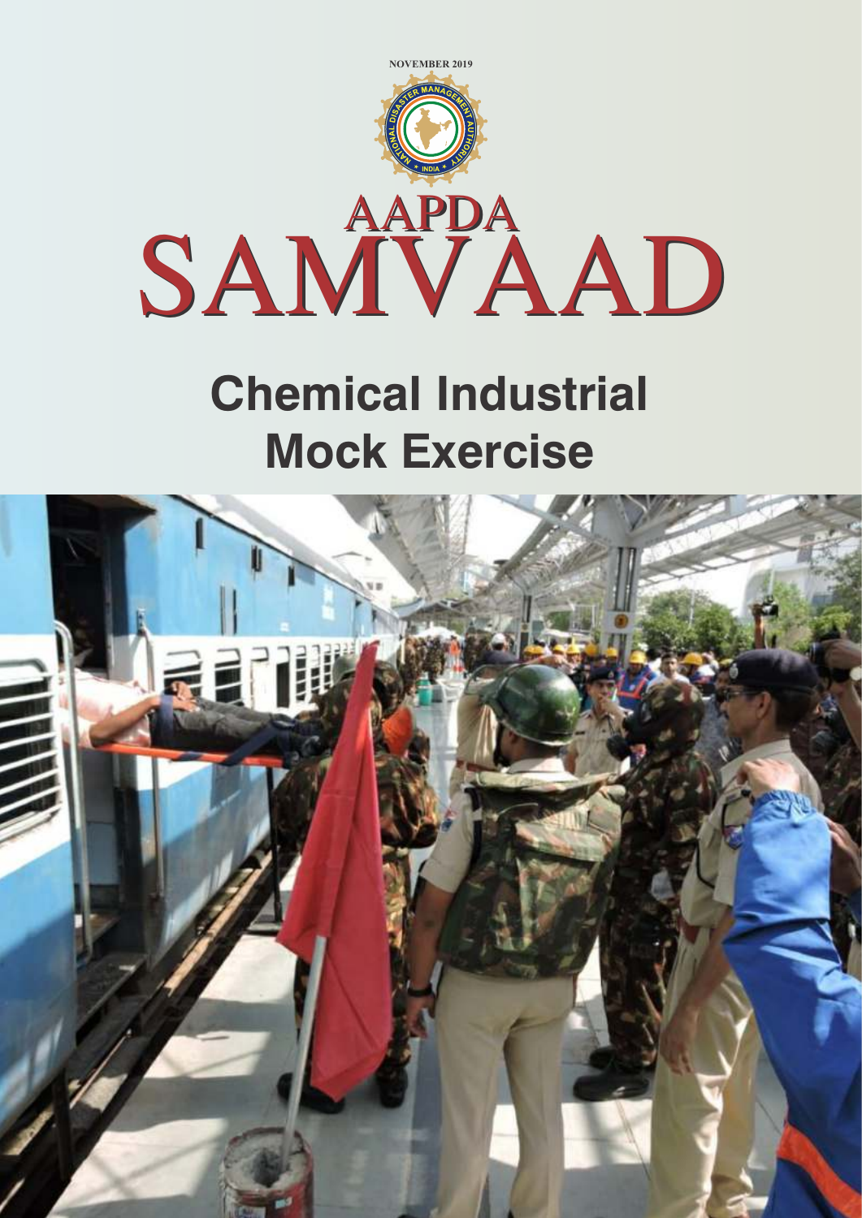NOVEMBER 2019

NATIONAL DISASTER MANAGEMENT AUTHORITY ★ INDIA ★

# AAPDA SAMVAAD

## Chemical Industrial Mock Exercise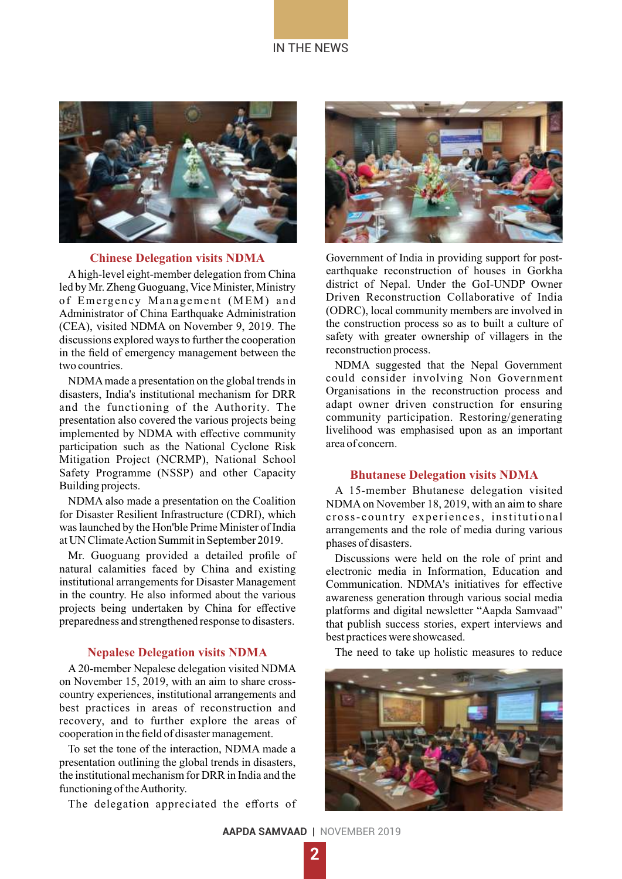## IN THE NEWS

### Chinese Delegation visits NDMA

A high-level eight-member delegation from China led by Mr. Zheng Guoguang, Vice Minister, Ministry of Emergency Management (MEM) and Administrator of China Earthquake Administration (CEA), visited NDMA on November 9, 2019. The discussions explored ways to further the cooperation in the field of emergency management between the two countries.

NDMA made a presentation on the global trends in disasters, India's institutional mechanism for DRR and the functioning of the Authority. The presentation also covered the various projects being implemented by NDMA with effective community participation such as the National Cyclone Risk Mitigation Project (NCRMP), National School Safety Programme (NSSP) and other Capacity Building projects.

NDMA also made a presentation on the Coalition for Disaster Resilient Infrastructure (CDRI), which was launched by the Hon'ble Prime Minister of India at UN Climate Action Summit in September 2019.

Mr. Guoguang provided a detailed profile of natural calamities faced by China and existing institutional arrangements for Disaster Management in the country. He also informed about the various projects being undertaken by China for effective preparedness and strengthened response to disasters.

### Nepalese Delegation visits NDMA

A 20-member Nepalese delegation visited NDMA on November 15, 2019, with an aim to share cross-country experiences, institutional arrangements and best practices in areas of reconstruction and recovery, and to further explore the areas of cooperation in the field of disaster management.

To set the tone of the interaction, NDMA made a presentation outlining the global trends in disasters, the institutional mechanism for DRR in India and the functioning of the Authority.

The delegation appreciated the efforts of Government of India in providing support for post-earthquake reconstruction of houses in Gorkha district of Nepal. Under the GoI-UNDP Owner Driven Reconstruction Collaborative of India (ODRC), local community members are involved in the construction process so as to built a culture of safety with greater ownership of villagers in the reconstruction process.

NDMA suggested that the Nepal Government could consider involving Non Government Organisations in the reconstruction process and adapt owner driven construction for ensuring community participation. Restoring/generating livelihood was emphasised upon as an important area of concern.

### Bhutanese Delegation visits NDMA

A 15-member Bhutanese delegation visited NDMA on November 18, 2019, with an aim to share cross-country experiences, institutional arrangements and the role of media during various phases of disasters.

Discussions were held on the role of print and electronic media in Information, Education and Communication. NDMA's initiatives for effective awareness generation through various social media platforms and digital newsletter "Aapda Samvaad" that publish success stories, expert interviews and best practices were showcased.

The need to take up holistic measures to reduce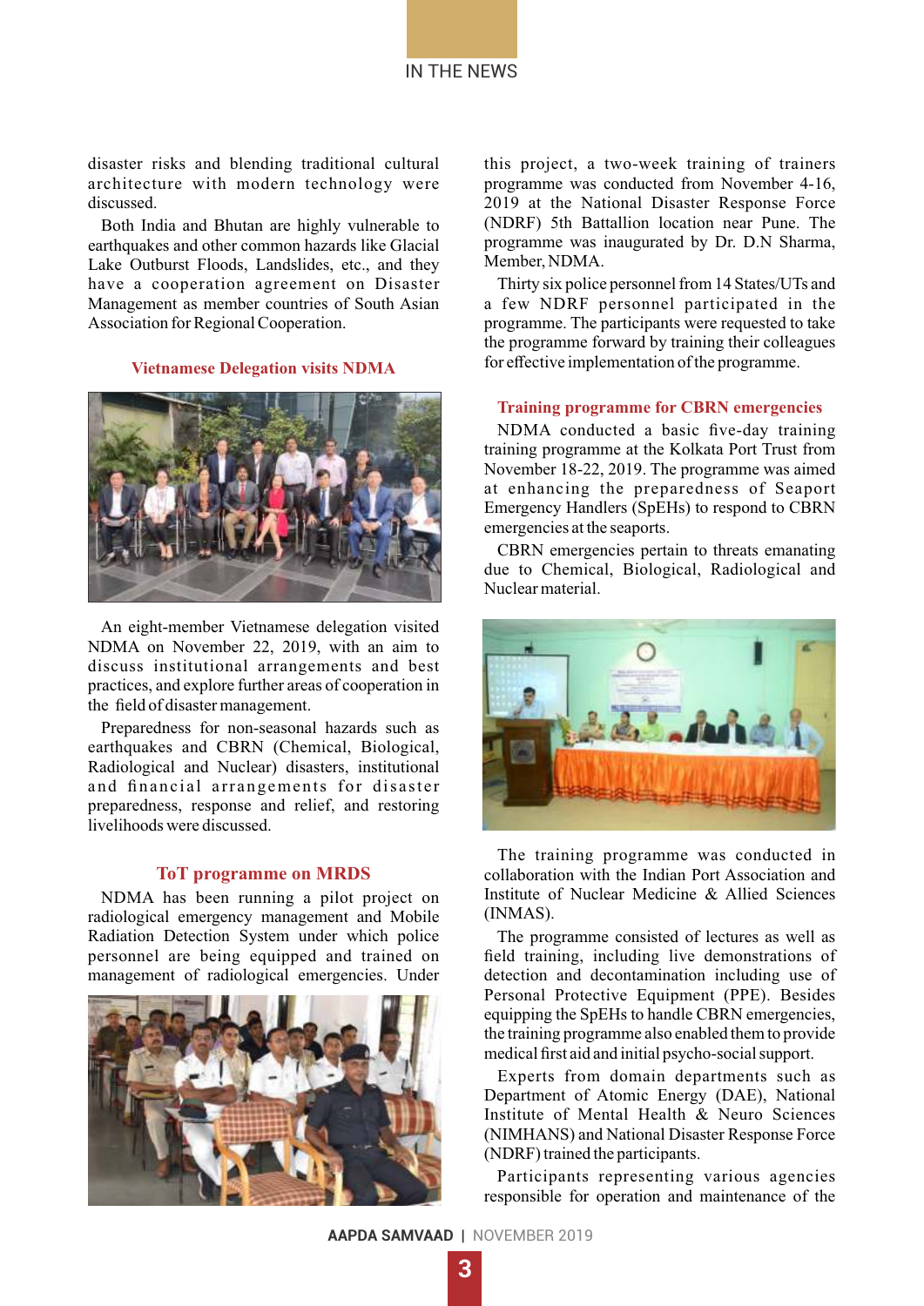disaster risks and blending traditional cultural architecture with modern technology were discussed.

Both India and Bhutan are highly vulnerable to earthquakes and other common hazards like Glacial Lake Outburst Floods, Landslides, etc., and they have a cooperation agreement on Disaster Management as member countries of South Asian Association for Regional Cooperation.

### Vietnamese Delegation visits NDMA

An eight-member Vietnamese delegation visited NDMA on November 22, 2019, with an aim to discuss institutional arrangements and best practices, and explore further areas of cooperation in the field of disaster management.

Preparedness for non-seasonal hazards such as earthquakes and CBRN (Chemical, Biological, Radiological and Nuclear) disasters, institutional and financial arrangements for disaster preparedness, response and relief, and restoring livelihoods were discussed.

### ToT programme on MRDS

NDMA has been running a pilot project on radiological emergency management and Mobile Radiation Detection System under which police personnel are being equipped and trained on management of radiological emergencies. Under this project, a two-week training of trainers programme was conducted from November 4-16, 2019 at the National Disaster Response Force (NDRF) 5th Battallion location near Pune. The programme was inaugurated by Dr. D.N Sharma, Member, NDMA.

Thirty six police personnel from 14 States/UTs and a few NDRF personnel participated in the programme. The participants were requested to take the programme forward by training their colleagues for effective implementation of the programme.

### Training programme for CBRN emergencies

NDMA conducted a basic five-day training training programme at the Kolkata Port Trust from November 18-22, 2019. The programme was aimed at enhancing the preparedness of Seaport Emergency Handlers (SpEHs) to respond to CBRN emergencies at the seaports.

CBRN emergencies pertain to threats emanating due to Chemical, Biological, Radiological and Nuclear material.

The training programme was conducted in collaboration with the Indian Port Association and Institute of Nuclear Medicine & Allied Sciences (INMAS).

The programme consisted of lectures as well as field training, including live demonstrations of detection and decontamination including use of Personal Protective Equipment (PPE). Besides equipping the SpEHs to handle CBRN emergencies, the training programme also enabled them to provide medical first aid and initial psycho-social support.

Experts from domain departments such as Department of Atomic Energy (DAE), National Institute of Mental Health & Neuro Sciences (NIMHANS) and National Disaster Response Force (NDRF) trained the participants.

Participants representing various agencies responsible for operation and maintenance of the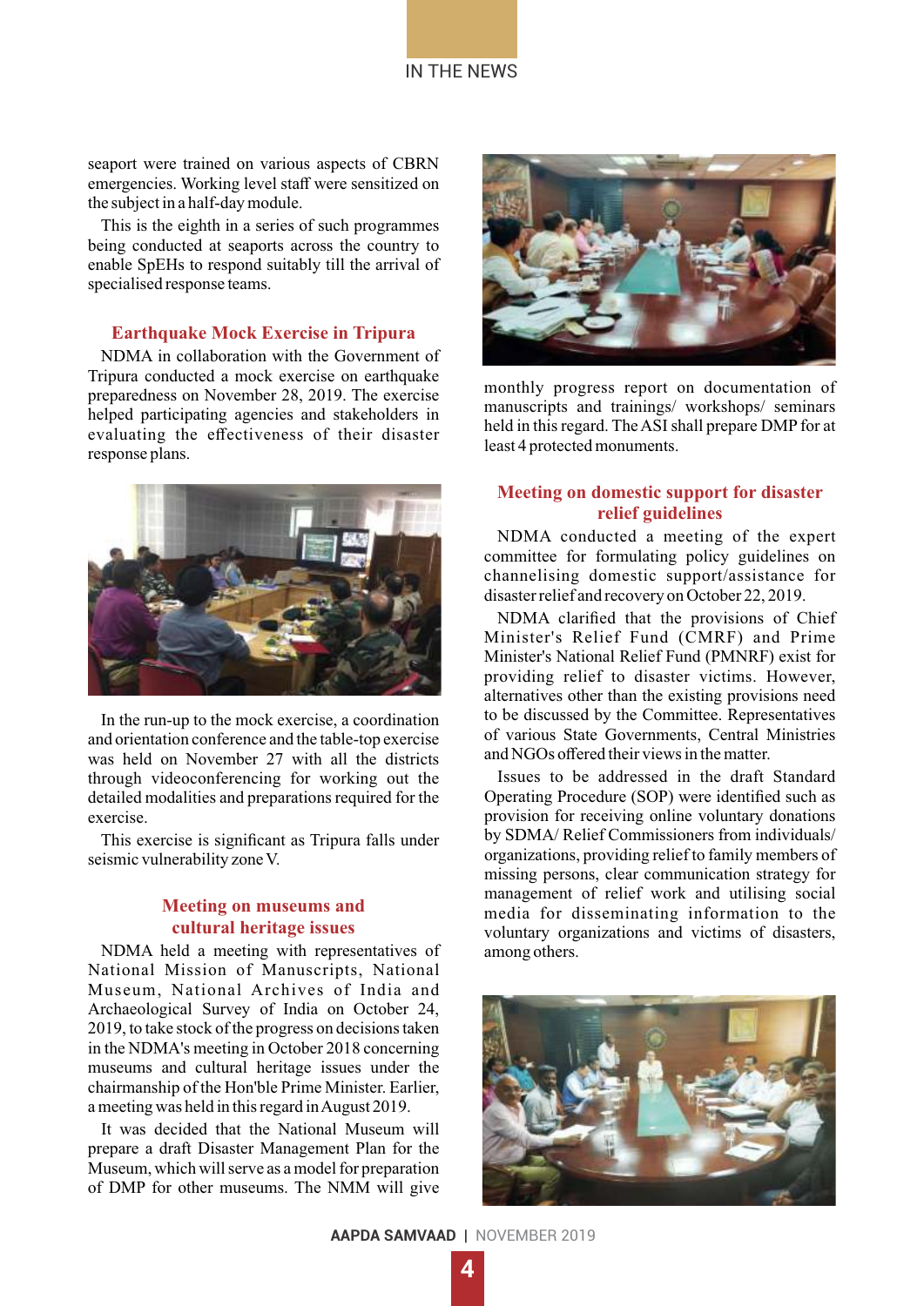seaport were trained on various aspects of CBRN emergencies. Working level staff were sensitized on the subject in a half-day module.

This is the eighth in a series of such programmes being conducted at seaports across the country to enable SpEHs to respond suitably till the arrival of specialised response teams.

## Earthquake Mock Exercise in Tripura

NDMA in collaboration with the Government of Tripura conducted a mock exercise on earthquake preparedness on November 28, 2019. The exercise helped participating agencies and stakeholders in evaluating the effectiveness of their disaster response plans.

In the run-up to the mock exercise, a coordination and orientation conference and the table-top exercise was held on November 27 with all the districts through videoconferencing for working out the detailed modalities and preparations required for the exercise.

This exercise is significant as Tripura falls under seismic vulnerability zone V.

## Meeting on museums and cultural heritage issues

NDMA held a meeting with representatives of National Mission of Manuscripts, National Museum, National Archives of India and Archaeological Survey of India on October 24, 2019, to take stock of the progress on decisions taken in the NDMA's meeting in October 2018 concerning museums and cultural heritage issues under the chairmanship of the Hon'ble Prime Minister. Earlier, a meeting was held in this regard in August 2019.

It was decided that the National Museum will prepare a draft Disaster Management Plan for the Museum, which will serve as a model for preparation of DMP for other museums. The NMM will give monthly progress report on documentation of manuscripts and trainings/ workshops/ seminars held in this regard. The ASI shall prepare DMP for at least 4 protected monuments.

## Meeting on domestic support for disaster relief guidelines

NDMA conducted a meeting of the expert committee for formulating policy guidelines on channelising domestic support/assistance for disaster relief and recovery on October 22, 2019.

NDMA clarified that the provisions of Chief Minister's Relief Fund (CMRF) and Prime Minister's National Relief Fund (PMNRF) exist for providing relief to disaster victims. However, alternatives other than the existing provisions need to be discussed by the Committee. Representatives of various State Governments, Central Ministries and NGOs offered their views in the matter.

Issues to be addressed in the draft Standard Operating Procedure (SOP) were identified such as provision for receiving online voluntary donations by SDMA/ Relief Commissioners from individuals/ organizations, providing relief to family members of missing persons, clear communication strategy for management of relief work and utilising social media for disseminating information to the voluntary organizations and victims of disasters, among others.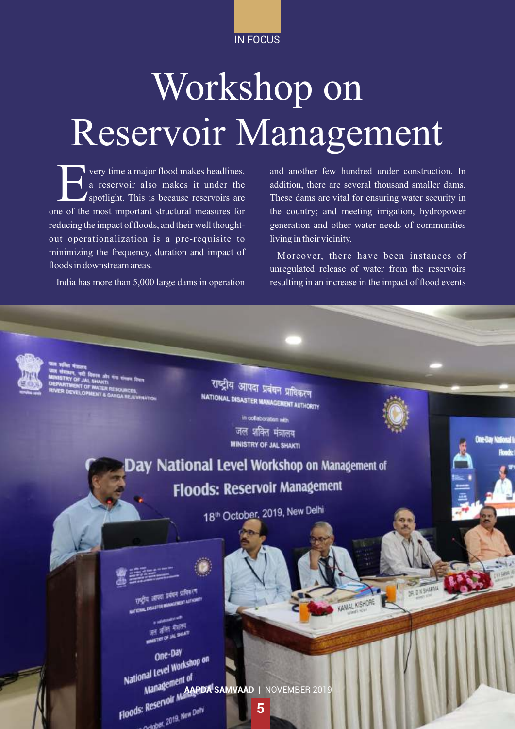IN FOCUS

# Workshop on Reservoir Management

Every time a major flood makes headlines, a reservoir also makes it under the spotlight. This is because reservoirs are one of the most important structural measures for reducing the impact of floods, and their well thought-out operationalization is a pre-requisite to minimizing the frequency, duration and impact of floods in downstream areas.

India has more than 5,000 large dams in operation and another few hundred under construction. In addition, there are several thousand smaller dams. These dams are vital for ensuring water security in the country; and meeting irrigation, hydropower generation and other water needs of communities living in their vicinity.

Moreover, there have been instances of unregulated release of water from the reservoirs resulting in an increase in the impact of flood events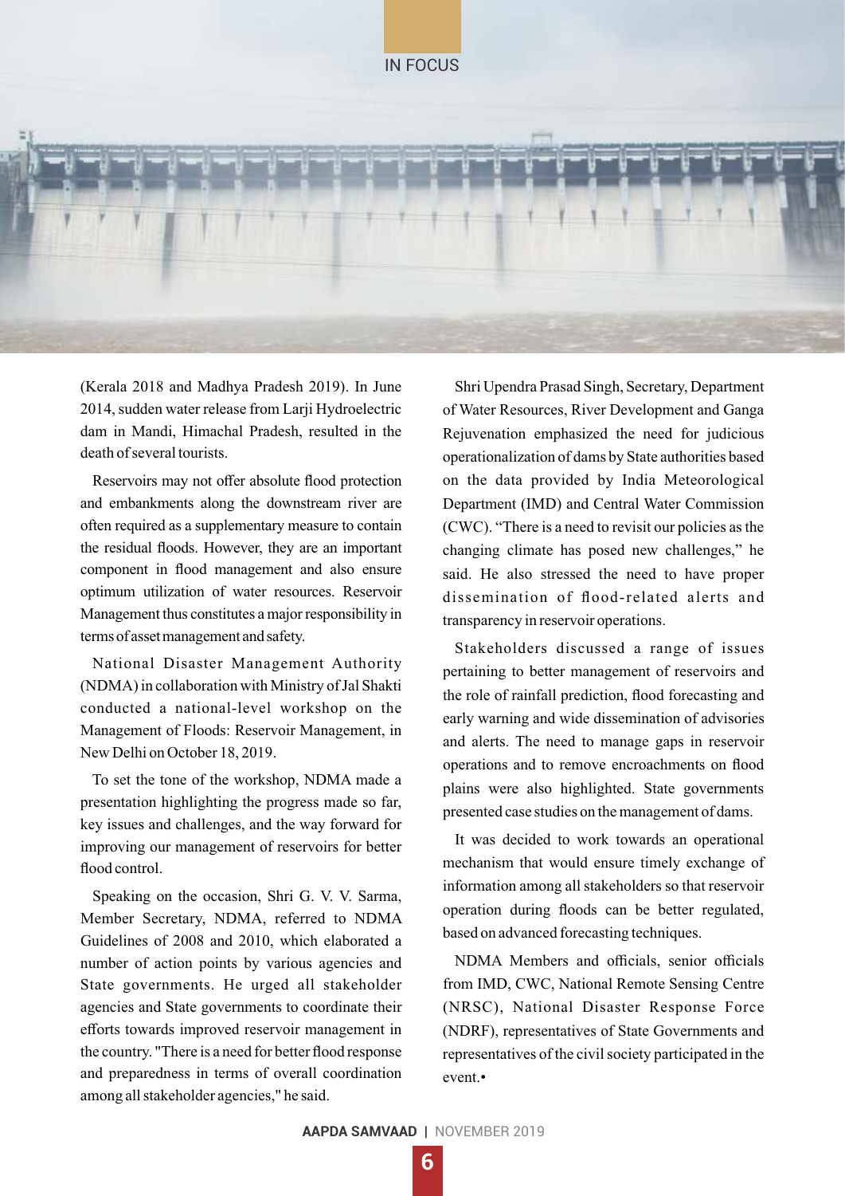(Kerala 2018 and Madhya Pradesh 2019). In June 2014, sudden water release from Larji Hydroelectric dam in Mandi, Himachal Pradesh, resulted in the death of several tourists.

Reservoirs may not offer absolute flood protection and embankments along the downstream river are often required as a supplementary measure to contain the residual floods. However, they are an important component in flood management and also ensure optimum utilization of water resources. Reservoir Management thus constitutes a major responsibility in terms of asset management and safety.

National Disaster Management Authority (NDMA) in collaboration with Ministry of Jal Shakti conducted a national-level workshop on the Management of Floods: Reservoir Management, in New Delhi on October 18, 2019.

To set the tone of the workshop, NDMA made a presentation highlighting the progress made so far, key issues and challenges, and the way forward for improving our management of reservoirs for better flood control.

Speaking on the occasion, Shri G. V. V. Sarma, Member Secretary, NDMA, referred to NDMA Guidelines of 2008 and 2010, which elaborated a number of action points by various agencies and State governments. He urged all stakeholder agencies and State governments to coordinate their efforts towards improved reservoir management in the country. "There is a need for better flood response and preparedness in terms of overall coordination among all stakeholder agencies," he said.

Shri Upendra Prasad Singh, Secretary, Department of Water Resources, River Development and Ganga Rejuvenation emphasized the need for judicious operationalization of dams by State authorities based on the data provided by India Meteorological Department (IMD) and Central Water Commission (CWC). "There is a need to revisit our policies as the changing climate has posed new challenges," he said. He also stressed the need to have proper dissemination of flood-related alerts and transparency in reservoir operations.

Stakeholders discussed a range of issues pertaining to better management of reservoirs and the role of rainfall prediction, flood forecasting and early warning and wide dissemination of advisories and alerts. The need to manage gaps in reservoir operations and to remove encroachments on flood plains were also highlighted. State governments presented case studies on the management of dams.

It was decided to work towards an operational mechanism that would ensure timely exchange of information among all stakeholders so that reservoir operation during floods can be better regulated, based on advanced forecasting techniques.

NDMA Members and officials, senior officials from IMD, CWC, National Remote Sensing Centre (NRSC), National Disaster Response Force (NDRF), representatives of State Governments and representatives of the civil society participated in the event.•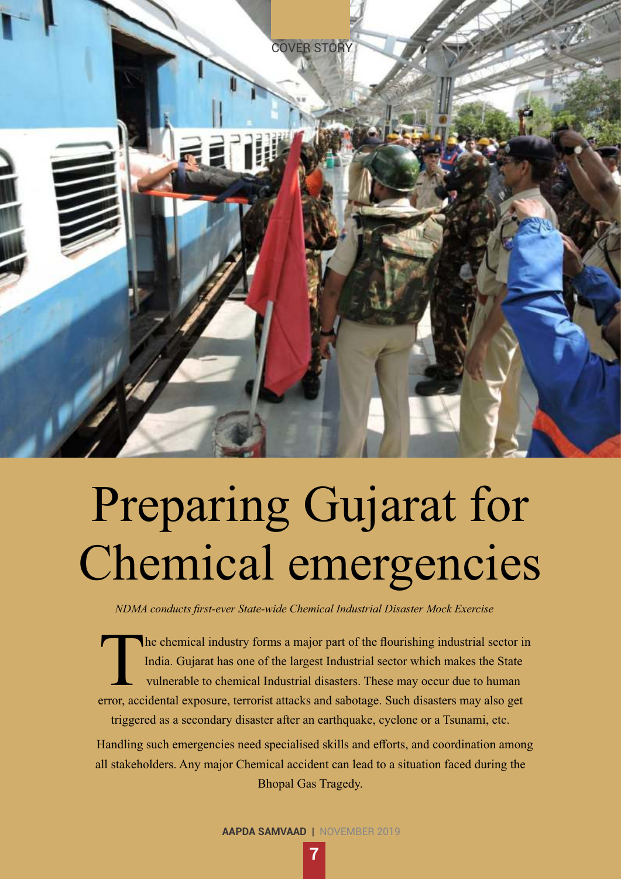COVER STORY

# Preparing Gujarat for Chemical emergencies

*NDMA conducts first-ever State-wide Chemical Industrial Disaster Mock Exercise*

The chemical industry forms a major part of the flourishing industrial sector in India. Gujarat has one of the largest Industrial sector which makes the State vulnerable to chemical Industrial disasters. These may occur due to human error, accidental exposure, terrorist attacks and sabotage. Such disasters may also get triggered as a secondary disaster after an earthquake, cyclone or a Tsunami, etc.

Handling such emergencies need specialised skills and efforts, and coordination among all stakeholders. Any major Chemical accident can lead to a situation faced during the Bhopal Gas Tragedy.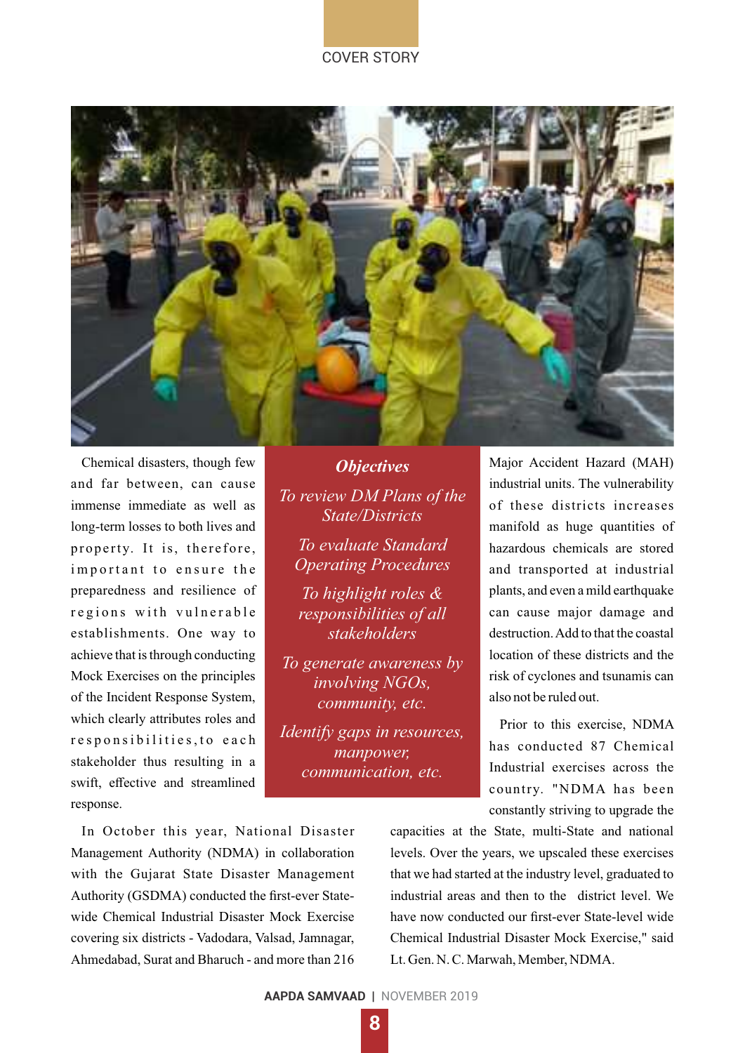Chemical disasters, though few and far between, can cause immense immediate as well as long-term losses to both lives and property. It is, therefore, important to ensure the preparedness and resilience of regions with vulnerable establishments. One way to achieve that is through conducting Mock Exercises on the principles of the Incident Response System, which clearly attributes roles and responsibilities,to each stakeholder thus resulting in a swift, effective and streamlined response.

***Objectives***

*To review DM Plans of the State/Districts*

*To evaluate Standard Operating Procedures*

*To highlight roles & responsibilities of all stakeholders*

*To generate awareness by involving NGOs, community, etc.*

*Identify gaps in resources, manpower, communication, etc.*

In October this year, National Disaster Management Authority (NDMA) in collaboration with the Gujarat State Disaster Management Authority (GSDMA) conducted the first-ever State-wide Chemical Industrial Disaster Mock Exercise covering six districts - Vadodara, Valsad, Jamnagar, Ahmedabad, Surat and Bharuch - and more than 216 Major Accident Hazard (MAH) industrial units. The vulnerability of these districts increases manifold as huge quantities of hazardous chemicals are stored and transported at industrial plants, and even a mild earthquake can cause major damage and destruction. Add to that the coastal location of these districts and the risk of cyclones and tsunamis can also not be ruled out.

Prior to this exercise, NDMA has conducted 87 Chemical Industrial exercises across the country. "NDMA has been constantly striving to upgrade the capacities at the State, multi-State and national levels. Over the years, we upscaled these exercises that we had started at the industry level, graduated to industrial areas and then to the district level. We have now conducted our first-ever State-level wide Chemical Industrial Disaster Mock Exercise," said Lt. Gen. N. C. Marwah, Member, NDMA.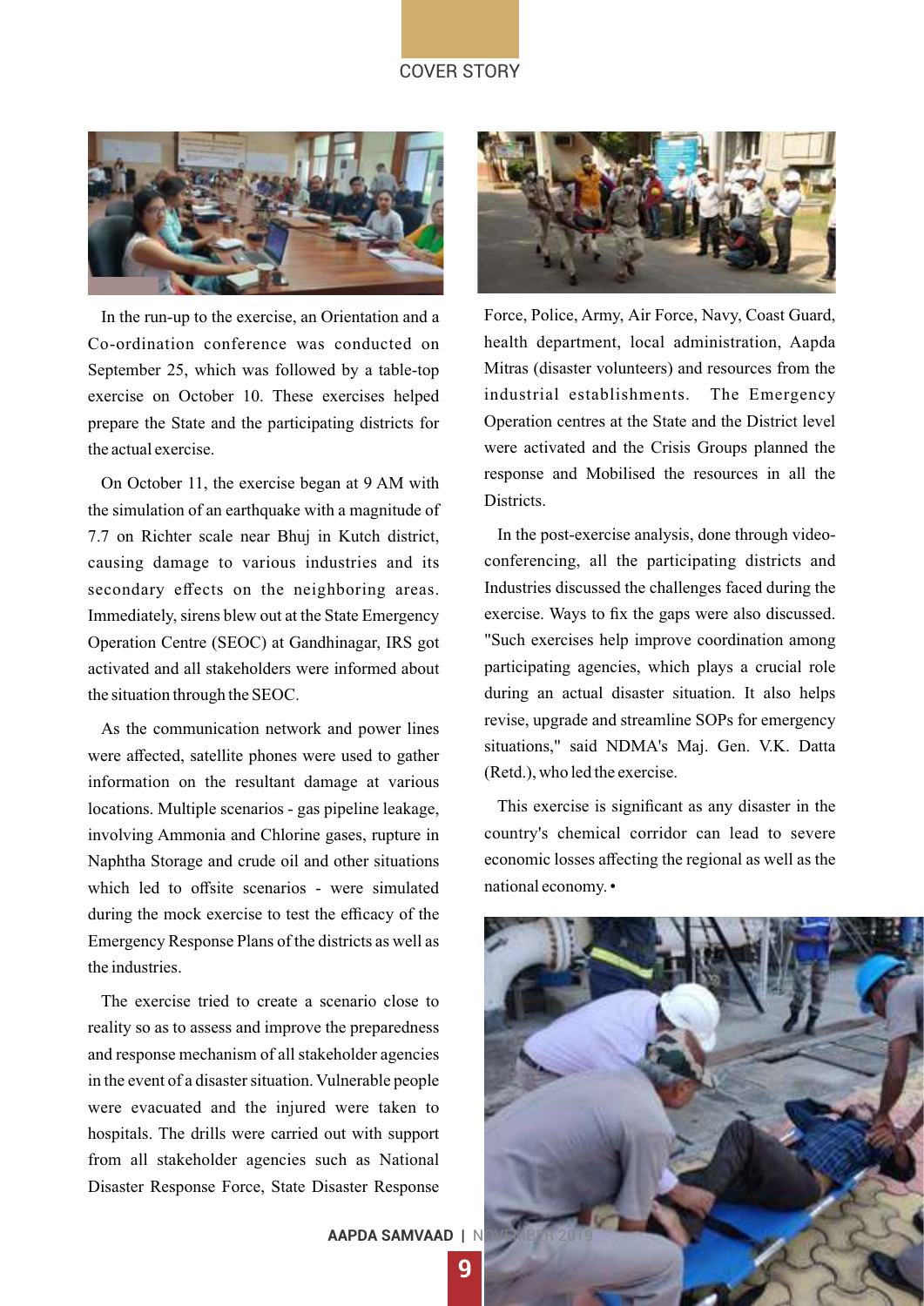In the run-up to the exercise, an Orientation and a Co-ordination conference was conducted on September 25, which was followed by a table-top exercise on October 10. These exercises helped prepare the State and the participating districts for the actual exercise.

On October 11, the exercise began at 9 AM with the simulation of an earthquake with a magnitude of 7.7 on Richter scale near Bhuj in Kutch district, causing damage to various industries and its secondary effects on the neighboring areas. Immediately, sirens blew out at the State Emergency Operation Centre (SEOC) at Gandhinagar, IRS got activated and all stakeholders were informed about the situation through the SEOC.

As the communication network and power lines were affected, satellite phones were used to gather information on the resultant damage at various locations. Multiple scenarios - gas pipeline leakage, involving Ammonia and Chlorine gases, rupture in Naphtha Storage and crude oil and other situations which led to offsite scenarios - were simulated during the mock exercise to test the efficacy of the Emergency Response Plans of the districts as well as the industries.

The exercise tried to create a scenario close to reality so as to assess and improve the preparedness and response mechanism of all stakeholder agencies in the event of a disaster situation. Vulnerable people were evacuated and the injured were taken to hospitals. The drills were carried out with support from all stakeholder agencies such as National Disaster Response Force, State Disaster Response Force, Police, Army, Air Force, Navy, Coast Guard, health department, local administration, Aapda Mitras (disaster volunteers) and resources from the industrial establishments. The Emergency Operation centres at the State and the District level were activated and the Crisis Groups planned the response and Mobilised the resources in all the Districts.

In the post-exercise analysis, done through video-conferencing, all the participating districts and Industries discussed the challenges faced during the exercise. Ways to fix the gaps were also discussed. "Such exercises help improve coordination among participating agencies, which plays a crucial role during an actual disaster situation. It also helps revise, upgrade and streamline SOPs for emergency situations," said NDMA's Maj. Gen. V.K. Datta (Retd.), who led the exercise.

This exercise is significant as any disaster in the country's chemical corridor can lead to severe economic losses affecting the regional as well as the national economy. •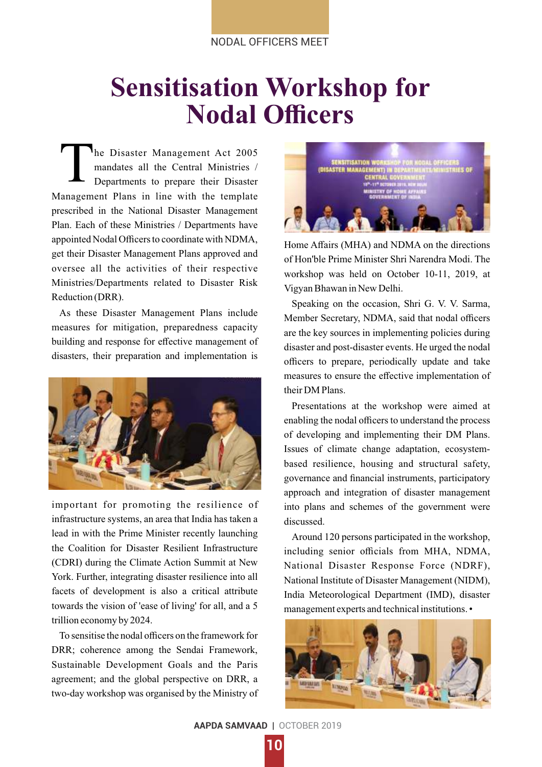# Sensitisation Workshop for Nodal Officers

The Disaster Management Act 2005 mandates all the Central Ministries / Departments to prepare their Disaster Management Plans in line with the template prescribed in the National Disaster Management Plan. Each of these Ministries / Departments have appointed Nodal Officers to coordinate with NDMA, get their Disaster Management Plans approved and oversee all the activities of their respective Ministries/Departments related to Disaster Risk Reduction (DRR).

As these Disaster Management Plans include measures for mitigation, preparedness capacity building and response for effective management of disasters, their preparation and implementation is important for promoting the resilience of infrastructure systems, an area that India has taken a lead in with the Prime Minister recently launching the Coalition for Disaster Resilient Infrastructure (CDRI) during the Climate Action Summit at New York. Further, integrating disaster resilience into all facets of development is also a critical attribute towards the vision of 'ease of living' for all, and a 5 trillion economy by 2024.

To sensitise the nodal officers on the framework for DRR; coherence among the Sendai Framework, Sustainable Development Goals and the Paris agreement; and the global perspective on DRR, a two-day workshop was organised by the Ministry of Home Affairs (MHA) and NDMA on the directions of Hon'ble Prime Minister Shri Narendra Modi. The workshop was held on October 10-11, 2019, at Vigyan Bhawan in New Delhi.

Speaking on the occasion, Shri G. V. V. Sarma, Member Secretary, NDMA, said that nodal officers are the key sources in implementing policies during disaster and post-disaster events. He urged the nodal officers to prepare, periodically update and take measures to ensure the effective implementation of their DM Plans.

Presentations at the workshop were aimed at enabling the nodal officers to understand the process of developing and implementing their DM Plans. Issues of climate change adaptation, ecosystem-based resilience, housing and structural safety, governance and financial instruments, participatory approach and integration of disaster management into plans and schemes of the government were discussed.

Around 120 persons participated in the workshop, including senior officials from MHA, NDMA, National Disaster Response Force (NDRF), National Institute of Disaster Management (NIDM), India Meteorological Department (IMD), disaster management experts and technical institutions. •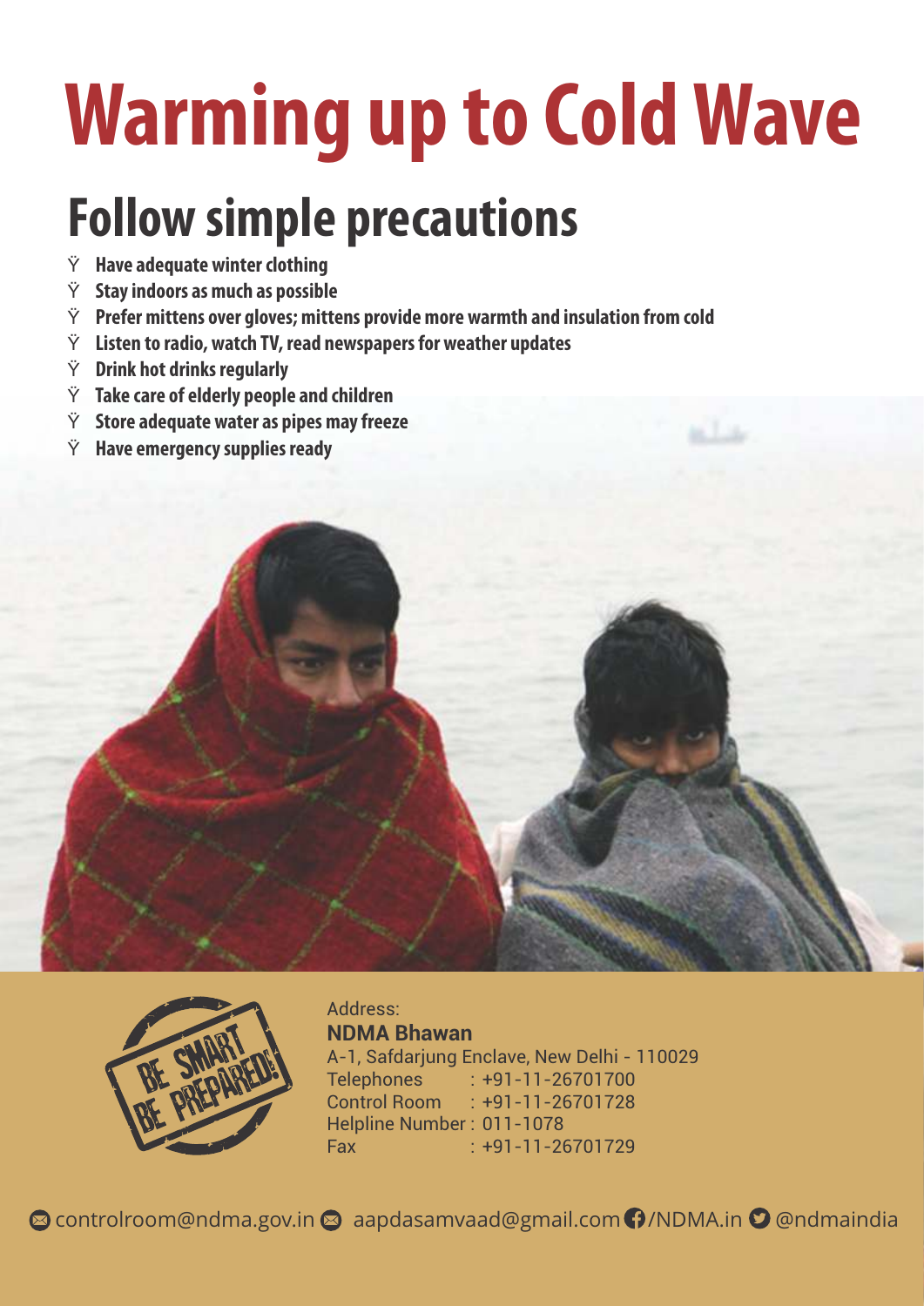# Warming up to Cold Wave

## Follow simple precautions

- Have adequate winter clothing
- Stay indoors as much as possible
- Prefer mittens over gloves; mittens provide more warmth and insulation from cold
- Listen to radio, watch TV, read newspapers for weather updates
- Drink hot drinks regularly
- Take care of elderly people and children
- Store adequate water as pipes may freeze
- Have emergency supplies ready

BE SMART BE PREPARED!

Address:
**NDMA Bhawan**
A-1, Safdarjung Enclave, New Delhi - 110029
Telephones : +91-11-26701700
Control Room : +91-11-26701728
Helpline Number : 011-1078
Fax : +91-11-26701729

controlroom@ndma.gov.in aapdasamvaad@gmail.com /NDMA.in @ndmaindia